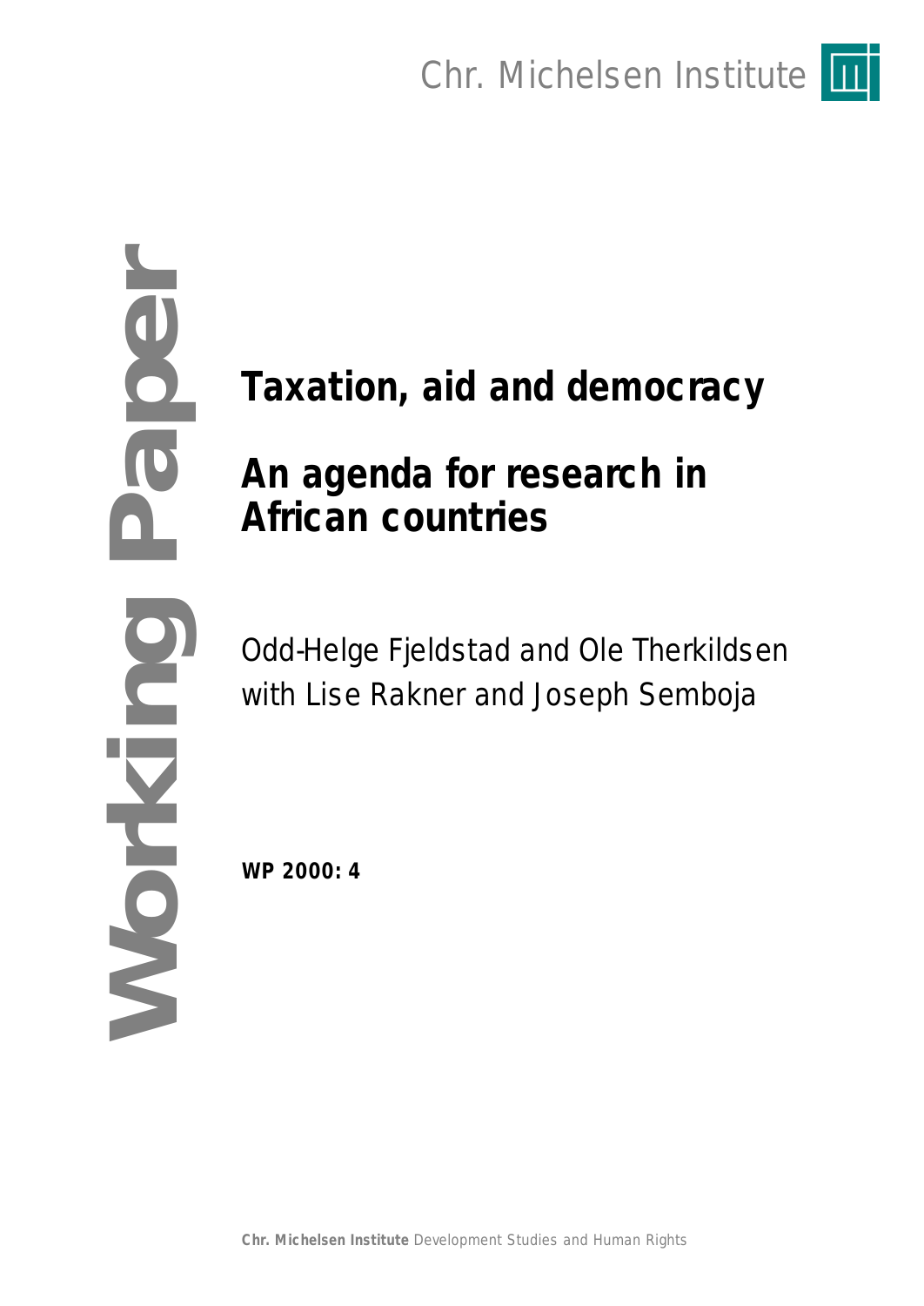Chr. Michelsen Institute

Working Paper

# Taxation, aid and democracy

## An agenda for research in African countries

Odd-Helge Fjeldstad and Ole Therkildsen
with Lise Rakner and Joseph Semboja

**WP 2000: 4**

**Chr. Michelsen Institute** Development Studies and Human Rights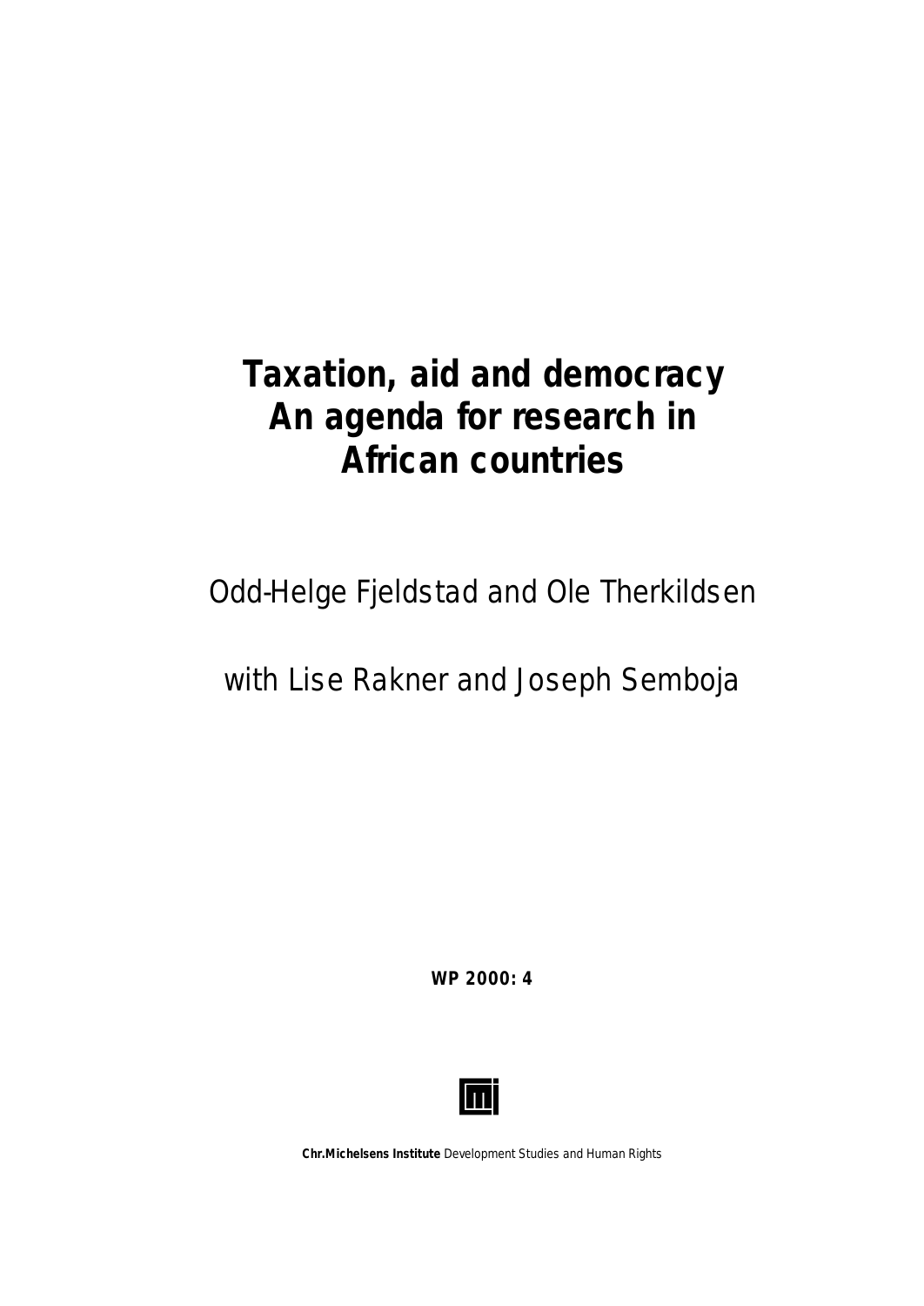# Taxation, aid and democracy
# An agenda for research in African countries

Odd-Helge Fjeldstad and Ole Therkildsen

with Lise Rakner and Joseph Semboja

**WP 2000: 4**

**Chr.Michelsens Institute** Development Studies and Human Rights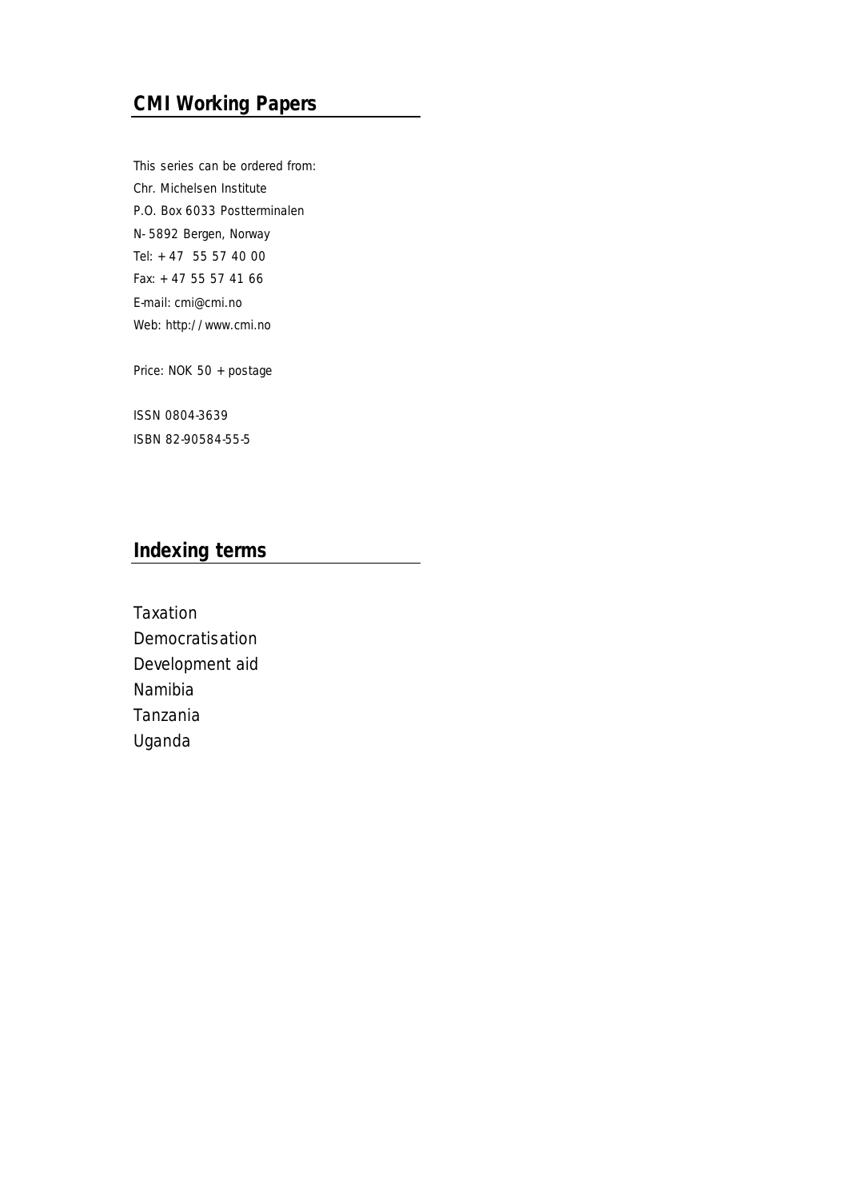## CMI Working Papers

This series can be ordered from:
Chr. Michelsen Institute
P.O. Box 6033 Postterminalen
N-5892 Bergen, Norway
Tel: + 47 55 57 40 00
Fax: + 47 55 57 41 66
E-mail: cmi@cmi.no
Web: http://www.cmi.no

Price: NOK 50 + postage

ISSN 0804-3639
ISBN 82-90584-55-5

## Indexing terms

Taxation
Democratisation
Development aid
Namibia
Tanzania
Uganda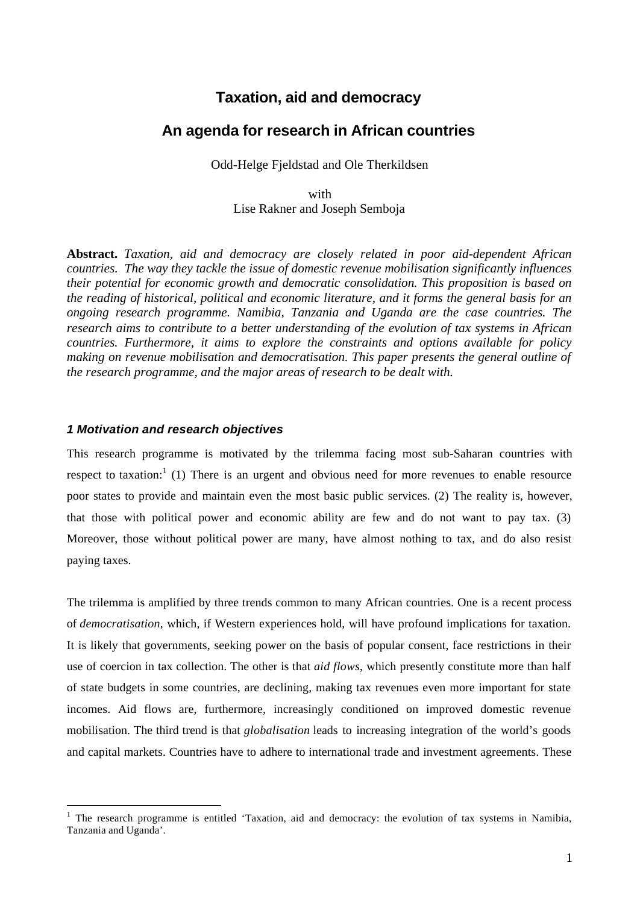# Taxation, aid and democracy

## An agenda for research in African countries

Odd-Helge Fjeldstad and Ole Therkildsen

with
Lise Rakner and Joseph Semboja

**Abstract.** *Taxation, aid and democracy are closely related in poor aid-dependent African countries. The way they tackle the issue of domestic revenue mobilisation significantly influences their potential for economic growth and democratic consolidation. This proposition is based on the reading of historical, political and economic literature, and it forms the general basis for an ongoing research programme. Namibia, Tanzania and Uganda are the case countries. The research aims to contribute to a better understanding of the evolution of tax systems in African countries. Furthermore, it aims to explore the constraints and options available for policy making on revenue mobilisation and democratisation. This paper presents the general outline of the research programme, and the major areas of research to be dealt with.*

### *1 Motivation and research objectives*

This research programme is motivated by the trilemma facing most sub-Saharan countries with respect to taxation:[1] (1) There is an urgent and obvious need for more revenues to enable resource poor states to provide and maintain even the most basic public services. (2) The reality is, however, that those with political power and economic ability are few and do not want to pay tax. (3) Moreover, those without political power are many, have almost nothing to tax, and do also resist paying taxes.

The trilemma is amplified by three trends common to many African countries. One is a recent process of *democratisation*, which, if Western experiences hold, will have profound implications for taxation. It is likely that governments, seeking power on the basis of popular consent, face restrictions in their use of coercion in tax collection. The other is that *aid flows*, which presently constitute more than half of state budgets in some countries, are declining, making tax revenues even more important for state incomes. Aid flows are, furthermore, increasingly conditioned on improved domestic revenue mobilisation. The third trend is that *globalisation* leads to increasing integration of the world's goods and capital markets. Countries have to adhere to international trade and investment agreements. These

[1] The research programme is entitled 'Taxation, aid and democracy: the evolution of tax systems in Namibia, Tanzania and Uganda'.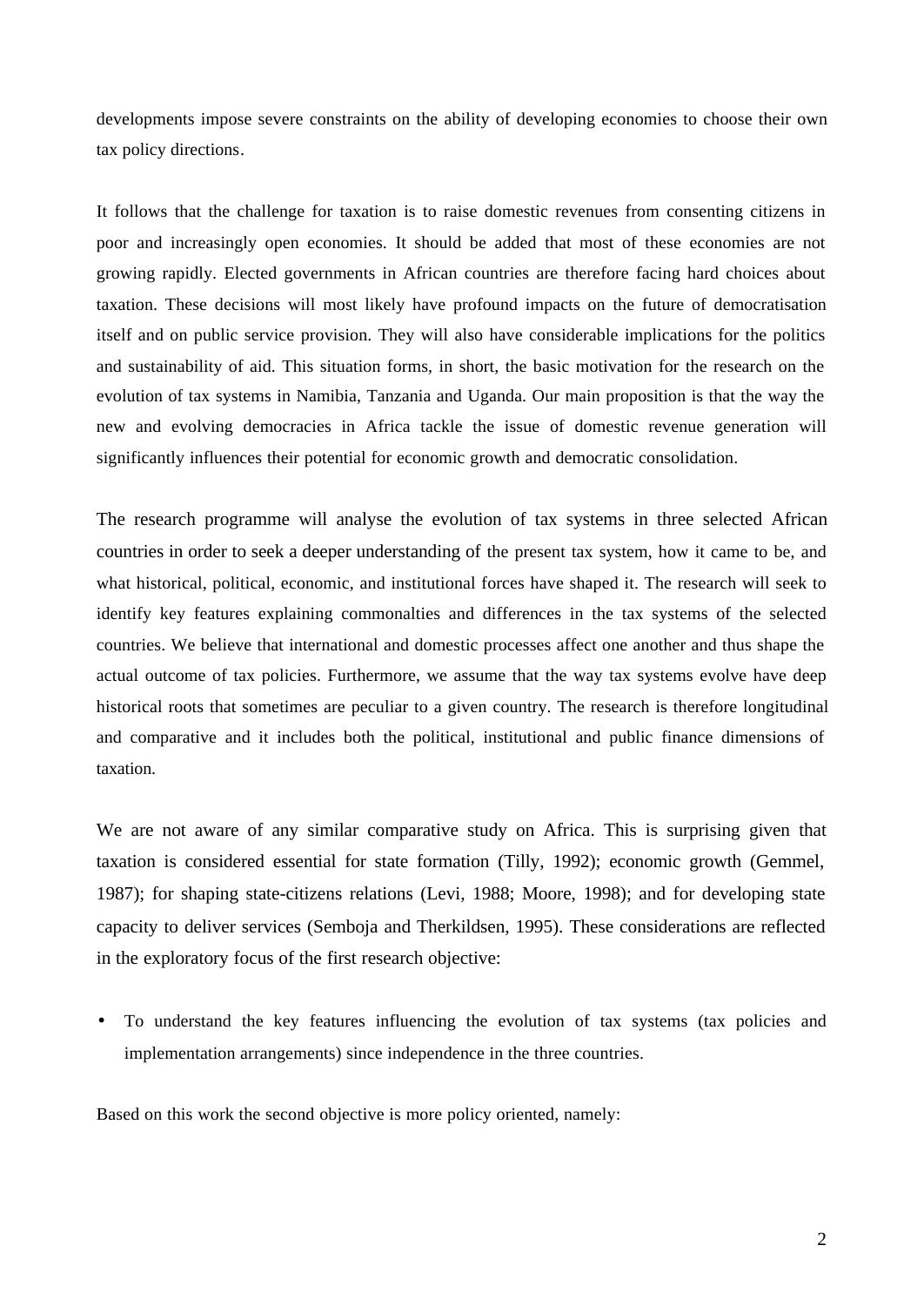developments impose severe constraints on the ability of developing economies to choose their own tax policy directions.

It follows that the challenge for taxation is to raise domestic revenues from consenting citizens in poor and increasingly open economies. It should be added that most of these economies are not growing rapidly. Elected governments in African countries are therefore facing hard choices about taxation. These decisions will most likely have profound impacts on the future of democratisation itself and on public service provision. They will also have considerable implications for the politics and sustainability of aid. This situation forms, in short, the basic motivation for the research on the evolution of tax systems in Namibia, Tanzania and Uganda. Our main proposition is that the way the new and evolving democracies in Africa tackle the issue of domestic revenue generation will significantly influences their potential for economic growth and democratic consolidation.

The research programme will analyse the evolution of tax systems in three selected African countries in order to seek a deeper understanding of the present tax system, how it came to be, and what historical, political, economic, and institutional forces have shaped it. The research will seek to identify key features explaining commonalties and differences in the tax systems of the selected countries. We believe that international and domestic processes affect one another and thus shape the actual outcome of tax policies. Furthermore, we assume that the way tax systems evolve have deep historical roots that sometimes are peculiar to a given country. The research is therefore longitudinal and comparative and it includes both the political, institutional and public finance dimensions of taxation.

We are not aware of any similar comparative study on Africa. This is surprising given that taxation is considered essential for state formation (Tilly, 1992); economic growth (Gemmel, 1987); for shaping state-citizens relations (Levi, 1988; Moore, 1998); and for developing state capacity to deliver services (Semboja and Therkildsen, 1995). These considerations are reflected in the exploratory focus of the first research objective:

- To understand the key features influencing the evolution of tax systems (tax policies and implementation arrangements) since independence in the three countries.

Based on this work the second objective is more policy oriented, namely: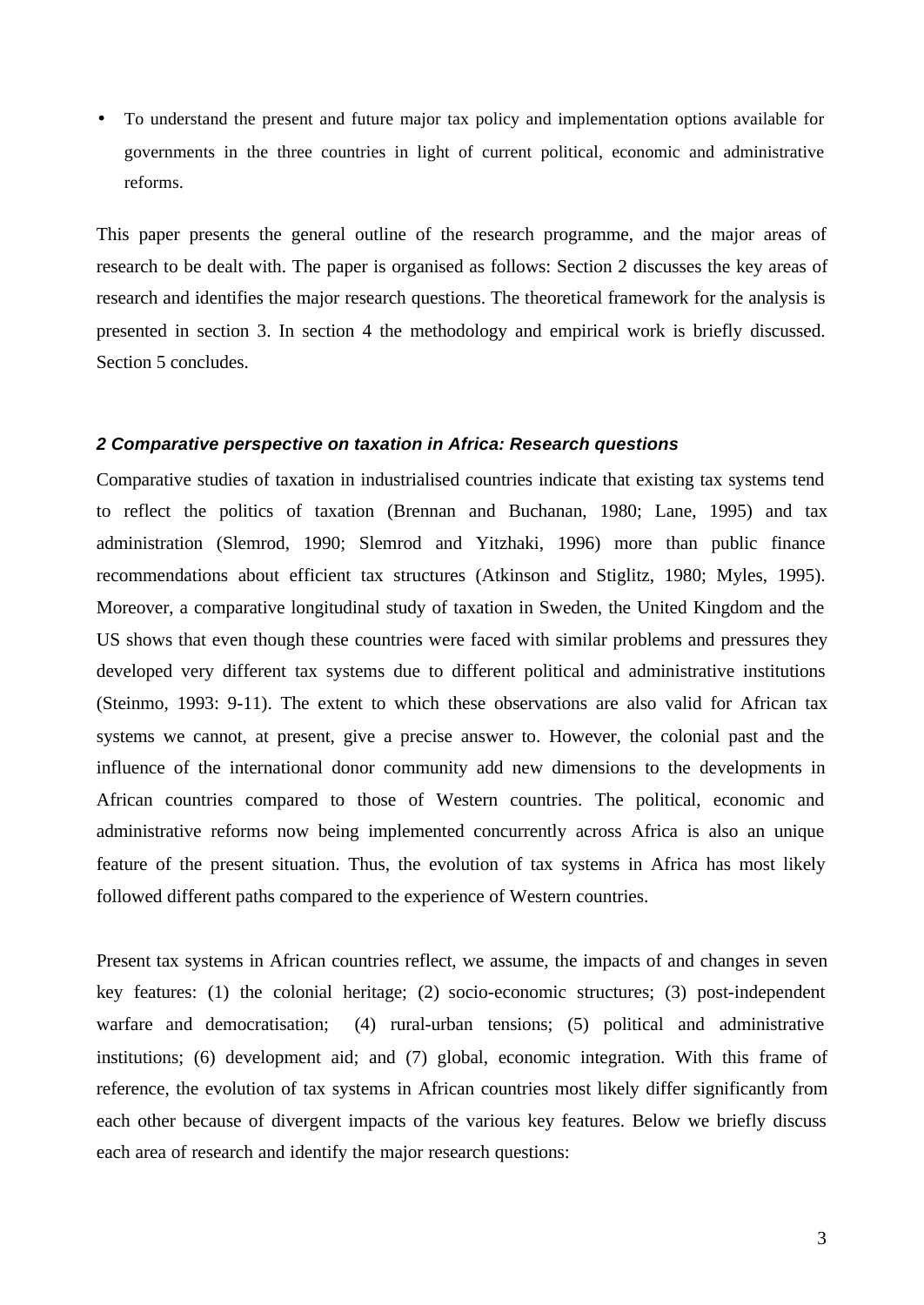- To understand the present and future major tax policy and implementation options available for governments in the three countries in light of current political, economic and administrative reforms.

This paper presents the general outline of the research programme, and the major areas of research to be dealt with. The paper is organised as follows: Section 2 discusses the key areas of research and identifies the major research questions. The theoretical framework for the analysis is presented in section 3. In section 4 the methodology and empirical work is briefly discussed. Section 5 concludes.

## *2 Comparative perspective on taxation in Africa: Research questions*

Comparative studies of taxation in industrialised countries indicate that existing tax systems tend to reflect the politics of taxation (Brennan and Buchanan, 1980; Lane, 1995) and tax administration (Slemrod, 1990; Slemrod and Yitzhaki, 1996) more than public finance recommendations about efficient tax structures (Atkinson and Stiglitz, 1980; Myles, 1995). Moreover, a comparative longitudinal study of taxation in Sweden, the United Kingdom and the US shows that even though these countries were faced with similar problems and pressures they developed very different tax systems due to different political and administrative institutions (Steinmo, 1993: 9-11). The extent to which these observations are also valid for African tax systems we cannot, at present, give a precise answer to. However, the colonial past and the influence of the international donor community add new dimensions to the developments in African countries compared to those of Western countries. The political, economic and administrative reforms now being implemented concurrently across Africa is also an unique feature of the present situation. Thus, the evolution of tax systems in Africa has most likely followed different paths compared to the experience of Western countries.

Present tax systems in African countries reflect, we assume, the impacts of and changes in seven key features: (1) the colonial heritage; (2) socio-economic structures; (3) post-independent warfare and democratisation; (4) rural-urban tensions; (5) political and administrative institutions; (6) development aid; and (7) global, economic integration. With this frame of reference, the evolution of tax systems in African countries most likely differ significantly from each other because of divergent impacts of the various key features. Below we briefly discuss each area of research and identify the major research questions: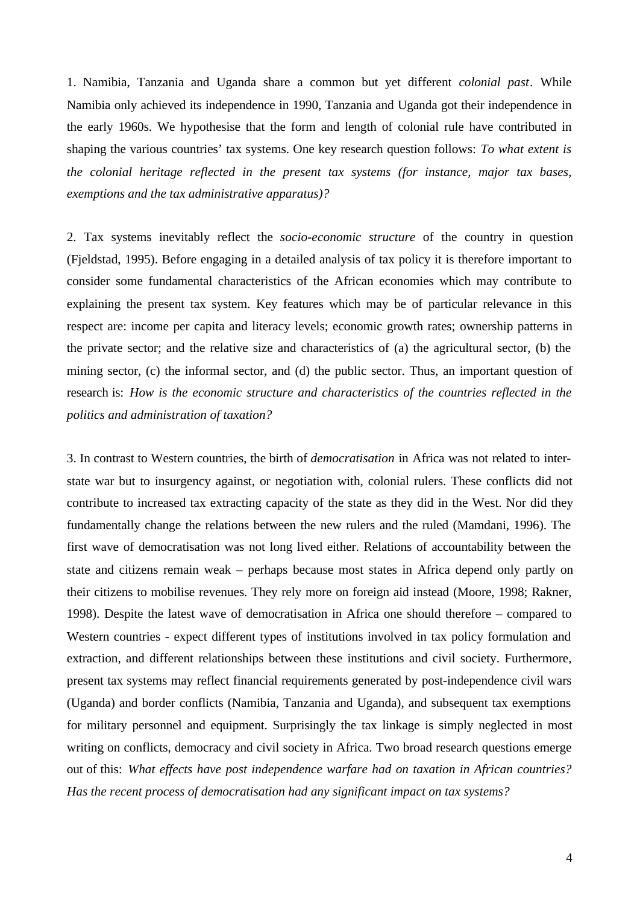1. Namibia, Tanzania and Uganda share a common but yet different *colonial past*. While Namibia only achieved its independence in 1990, Tanzania and Uganda got their independence in the early 1960s. We hypothesise that the form and length of colonial rule have contributed in shaping the various countries' tax systems. One key research question follows: *To what extent is the colonial heritage reflected in the present tax systems (for instance, major tax bases, exemptions and the tax administrative apparatus)?*

2. Tax systems inevitably reflect the *socio-economic structure* of the country in question (Fjeldstad, 1995). Before engaging in a detailed analysis of tax policy it is therefore important to consider some fundamental characteristics of the African economies which may contribute to explaining the present tax system. Key features which may be of particular relevance in this respect are: income per capita and literacy levels; economic growth rates; ownership patterns in the private sector; and the relative size and characteristics of (a) the agricultural sector, (b) the mining sector, (c) the informal sector, and (d) the public sector. Thus, an important question of research is: *How is the economic structure and characteristics of the countries reflected in the politics and administration of taxation?*

3. In contrast to Western countries, the birth of *democratisation* in Africa was not related to inter-state war but to insurgency against, or negotiation with, colonial rulers. These conflicts did not contribute to increased tax extracting capacity of the state as they did in the West. Nor did they fundamentally change the relations between the new rulers and the ruled (Mamdani, 1996). The first wave of democratisation was not long lived either. Relations of accountability between the state and citizens remain weak – perhaps because most states in Africa depend only partly on their citizens to mobilise revenues. They rely more on foreign aid instead (Moore, 1998; Rakner, 1998). Despite the latest wave of democratisation in Africa one should therefore – compared to Western countries - expect different types of institutions involved in tax policy formulation and extraction, and different relationships between these institutions and civil society. Furthermore, present tax systems may reflect financial requirements generated by post-independence civil wars (Uganda) and border conflicts (Namibia, Tanzania and Uganda), and subsequent tax exemptions for military personnel and equipment. Surprisingly the tax linkage is simply neglected in most writing on conflicts, democracy and civil society in Africa. Two broad research questions emerge out of this: *What effects have post independence warfare had on taxation in African countries? Has the recent process of democratisation had any significant impact on tax systems?*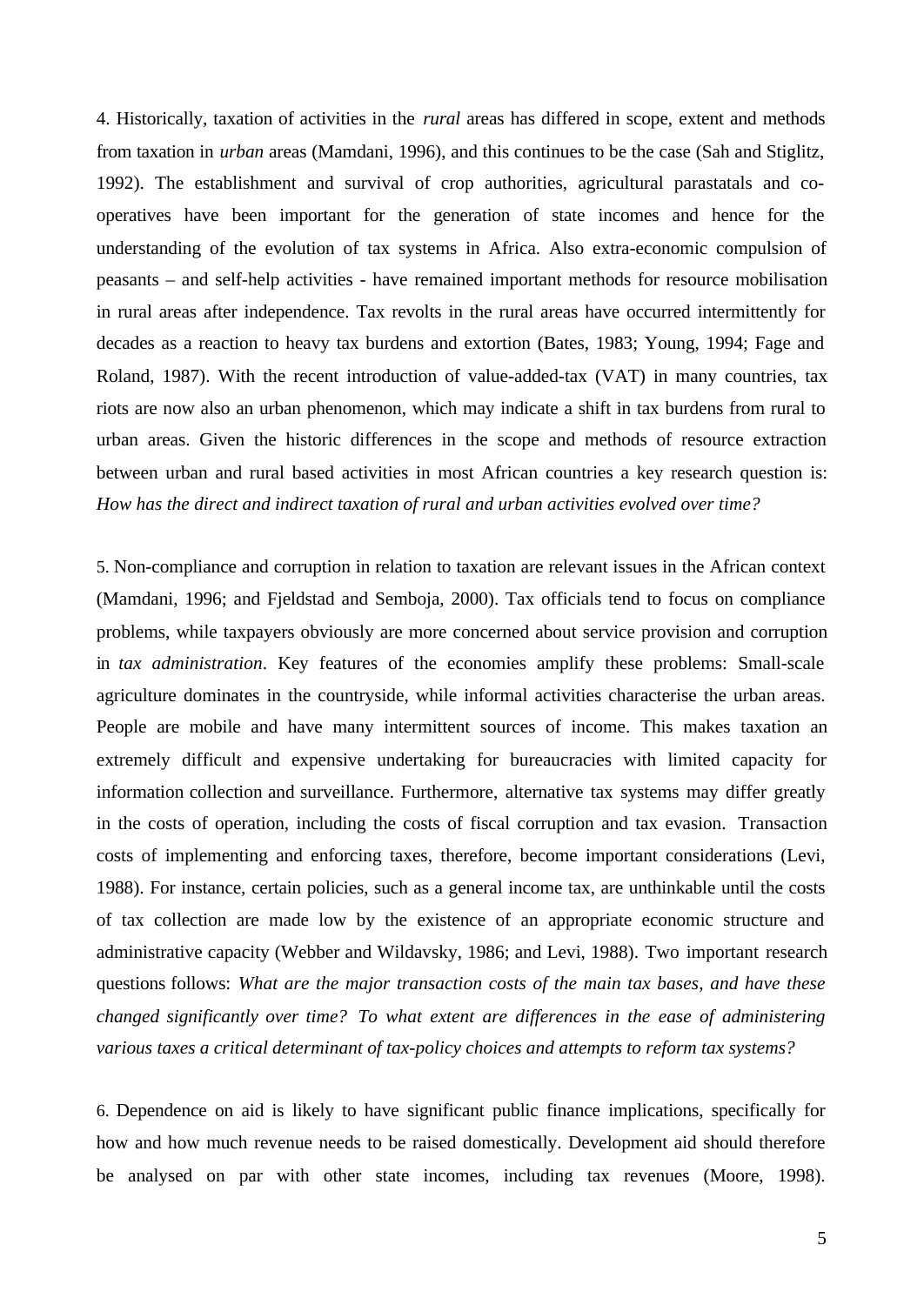4. Historically, taxation of activities in the *rural* areas has differed in scope, extent and methods from taxation in *urban* areas (Mamdani, 1996), and this continues to be the case (Sah and Stiglitz, 1992). The establishment and survival of crop authorities, agricultural parastatals and co-operatives have been important for the generation of state incomes and hence for the understanding of the evolution of tax systems in Africa. Also extra-economic compulsion of peasants – and self-help activities - have remained important methods for resource mobilisation in rural areas after independence. Tax revolts in the rural areas have occurred intermittently for decades as a reaction to heavy tax burdens and extortion (Bates, 1983; Young, 1994; Fage and Roland, 1987). With the recent introduction of value-added-tax (VAT) in many countries, tax riots are now also an urban phenomenon, which may indicate a shift in tax burdens from rural to urban areas. Given the historic differences in the scope and methods of resource extraction between urban and rural based activities in most African countries a key research question is: *How has the direct and indirect taxation of rural and urban activities evolved over time?*

5. Non-compliance and corruption in relation to taxation are relevant issues in the African context (Mamdani, 1996; and Fjeldstad and Semboja, 2000). Tax officials tend to focus on compliance problems, while taxpayers obviously are more concerned about service provision and corruption in *tax administration*. Key features of the economies amplify these problems: Small-scale agriculture dominates in the countryside, while informal activities characterise the urban areas. People are mobile and have many intermittent sources of income. This makes taxation an extremely difficult and expensive undertaking for bureaucracies with limited capacity for information collection and surveillance. Furthermore, alternative tax systems may differ greatly in the costs of operation, including the costs of fiscal corruption and tax evasion. Transaction costs of implementing and enforcing taxes, therefore, become important considerations (Levi, 1988). For instance, certain policies, such as a general income tax, are unthinkable until the costs of tax collection are made low by the existence of an appropriate economic structure and administrative capacity (Webber and Wildavsky, 1986; and Levi, 1988). Two important research questions follows: *What are the major transaction costs of the main tax bases, and have these changed significantly over time? To what extent are differences in the ease of administering various taxes a critical determinant of tax-policy choices and attempts to reform tax systems?*

6. Dependence on aid is likely to have significant public finance implications, specifically for how and how much revenue needs to be raised domestically. Development aid should therefore be analysed on par with other state incomes, including tax revenues (Moore, 1998).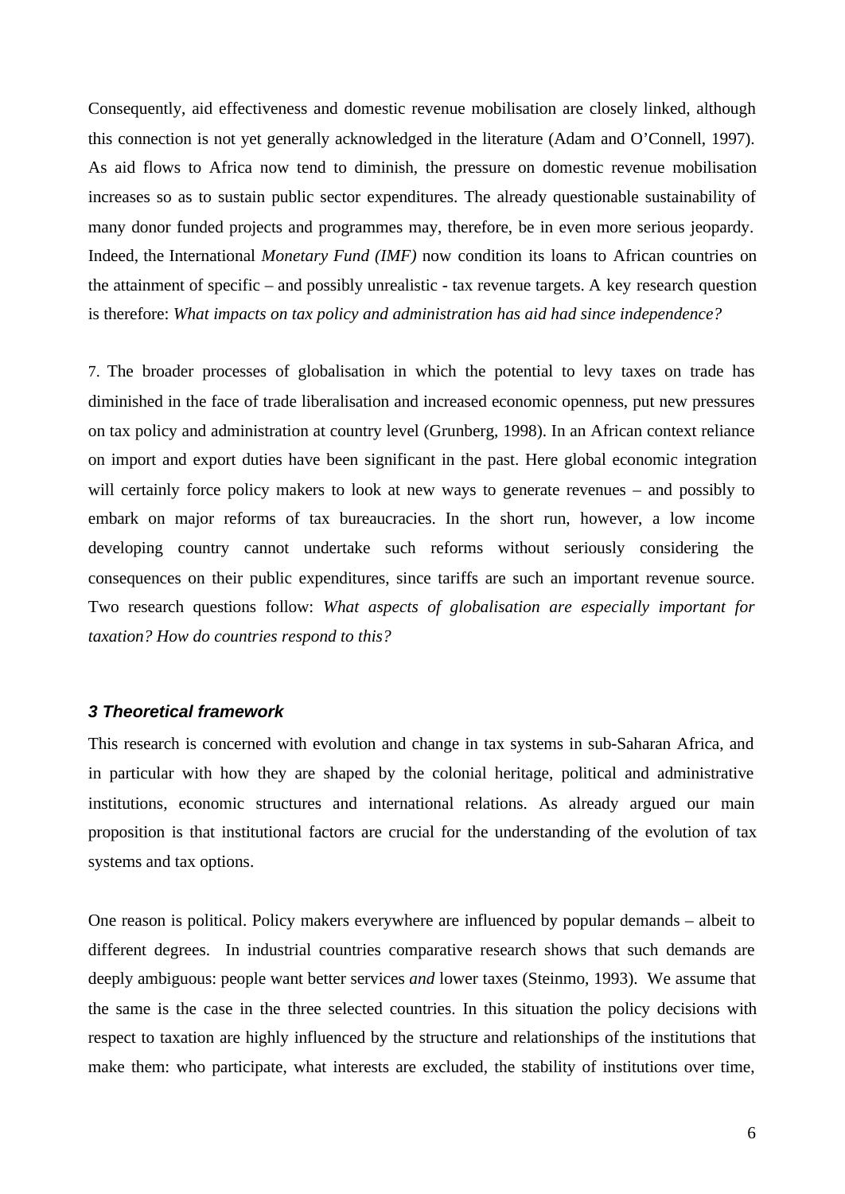Consequently, aid effectiveness and domestic revenue mobilisation are closely linked, although this connection is not yet generally acknowledged in the literature (Adam and O'Connell, 1997). As aid flows to Africa now tend to diminish, the pressure on domestic revenue mobilisation increases so as to sustain public sector expenditures. The already questionable sustainability of many donor funded projects and programmes may, therefore, be in even more serious jeopardy. Indeed, the International *Monetary Fund (IMF)* now condition its loans to African countries on the attainment of specific – and possibly unrealistic - tax revenue targets. A key research question is therefore: *What impacts on tax policy and administration has aid had since independence?*

7. The broader processes of globalisation in which the potential to levy taxes on trade has diminished in the face of trade liberalisation and increased economic openness, put new pressures on tax policy and administration at country level (Grunberg, 1998). In an African context reliance on import and export duties have been significant in the past. Here global economic integration will certainly force policy makers to look at new ways to generate revenues – and possibly to embark on major reforms of tax bureaucracies. In the short run, however, a low income developing country cannot undertake such reforms without seriously considering the consequences on their public expenditures, since tariffs are such an important revenue source. Two research questions follow: *What aspects of globalisation are especially important for taxation? How do countries respond to this?*

### *3 Theoretical framework*

This research is concerned with evolution and change in tax systems in sub-Saharan Africa, and in particular with how they are shaped by the colonial heritage, political and administrative institutions, economic structures and international relations. As already argued our main proposition is that institutional factors are crucial for the understanding of the evolution of tax systems and tax options.

One reason is political. Policy makers everywhere are influenced by popular demands – albeit to different degrees. In industrial countries comparative research shows that such demands are deeply ambiguous: people want better services *and* lower taxes (Steinmo, 1993). We assume that the same is the case in the three selected countries. In this situation the policy decisions with respect to taxation are highly influenced by the structure and relationships of the institutions that make them: who participate, what interests are excluded, the stability of institutions over time,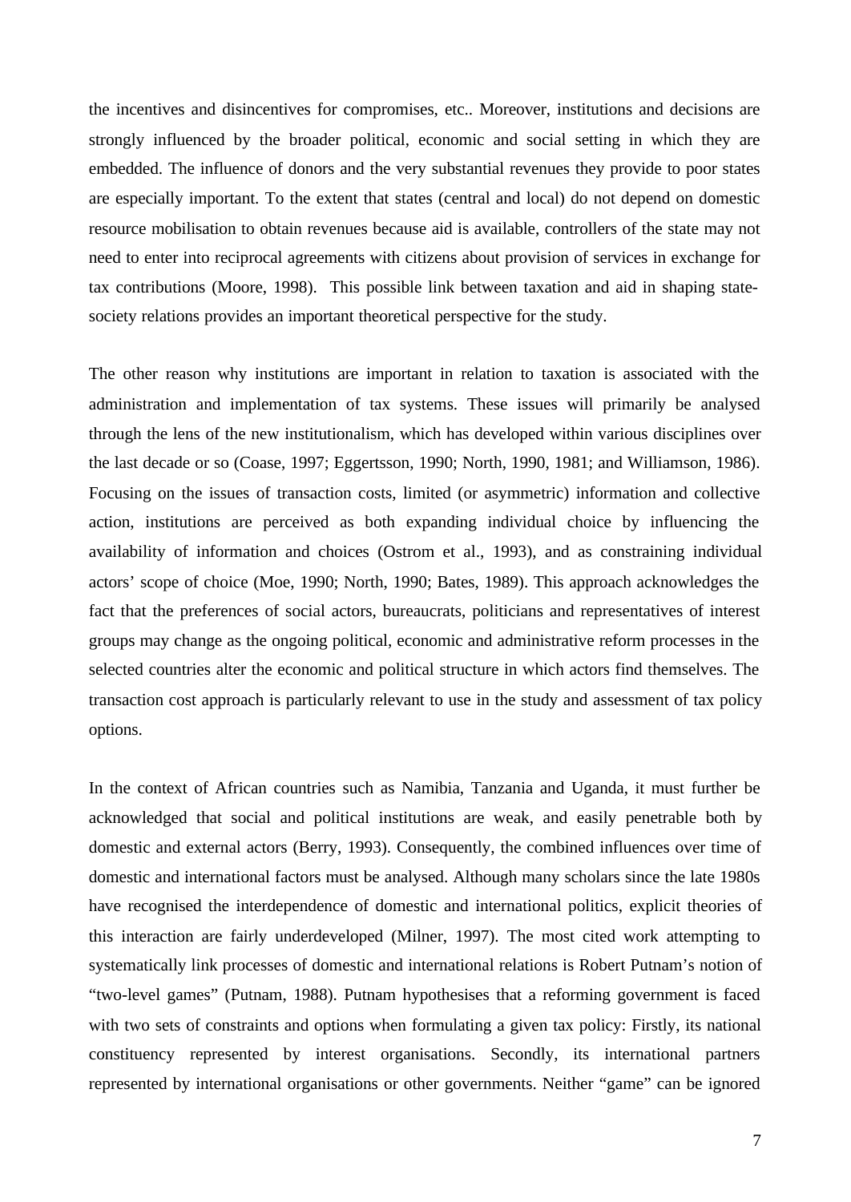the incentives and disincentives for compromises, etc.. Moreover, institutions and decisions are strongly influenced by the broader political, economic and social setting in which they are embedded. The influence of donors and the very substantial revenues they provide to poor states are especially important. To the extent that states (central and local) do not depend on domestic resource mobilisation to obtain revenues because aid is available, controllers of the state may not need to enter into reciprocal agreements with citizens about provision of services in exchange for tax contributions (Moore, 1998). This possible link between taxation and aid in shaping state-society relations provides an important theoretical perspective for the study.

The other reason why institutions are important in relation to taxation is associated with the administration and implementation of tax systems. These issues will primarily be analysed through the lens of the new institutionalism, which has developed within various disciplines over the last decade or so (Coase, 1997; Eggertsson, 1990; North, 1990, 1981; and Williamson, 1986). Focusing on the issues of transaction costs, limited (or asymmetric) information and collective action, institutions are perceived as both expanding individual choice by influencing the availability of information and choices (Ostrom et al., 1993), and as constraining individual actors' scope of choice (Moe, 1990; North, 1990; Bates, 1989). This approach acknowledges the fact that the preferences of social actors, bureaucrats, politicians and representatives of interest groups may change as the ongoing political, economic and administrative reform processes in the selected countries alter the economic and political structure in which actors find themselves. The transaction cost approach is particularly relevant to use in the study and assessment of tax policy options.

In the context of African countries such as Namibia, Tanzania and Uganda, it must further be acknowledged that social and political institutions are weak, and easily penetrable both by domestic and external actors (Berry, 1993). Consequently, the combined influences over time of domestic and international factors must be analysed. Although many scholars since the late 1980s have recognised the interdependence of domestic and international politics, explicit theories of this interaction are fairly underdeveloped (Milner, 1997). The most cited work attempting to systematically link processes of domestic and international relations is Robert Putnam's notion of "two-level games" (Putnam, 1988). Putnam hypothesises that a reforming government is faced with two sets of constraints and options when formulating a given tax policy: Firstly, its national constituency represented by interest organisations. Secondly, its international partners represented by international organisations or other governments. Neither "game" can be ignored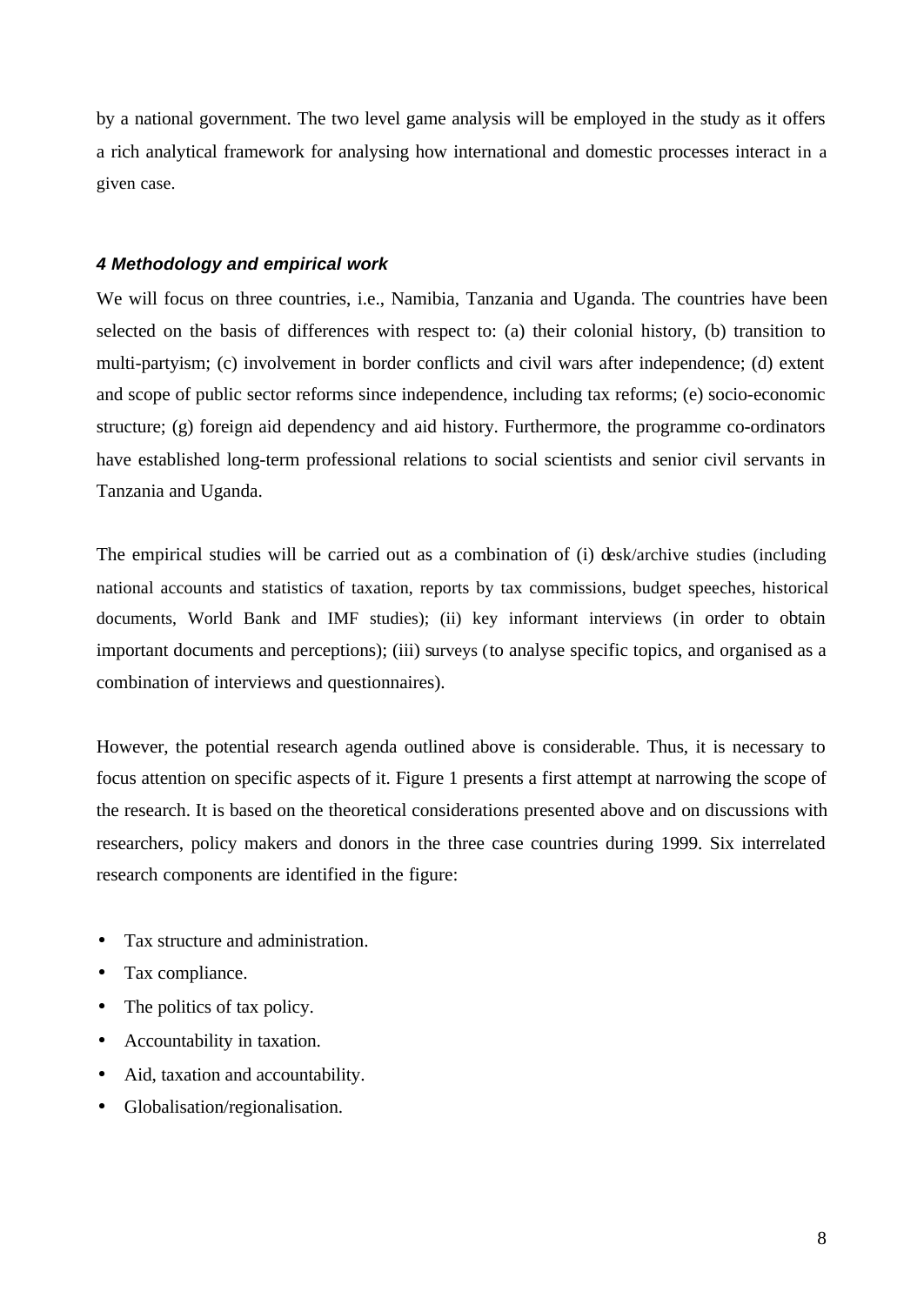by a national government. The two level game analysis will be employed in the study as it offers a rich analytical framework for analysing how international and domestic processes interact in a given case.

### *4 Methodology and empirical work*

We will focus on three countries, i.e., Namibia, Tanzania and Uganda. The countries have been selected on the basis of differences with respect to: (a) their colonial history, (b) transition to multi-partyism; (c) involvement in border conflicts and civil wars after independence; (d) extent and scope of public sector reforms since independence, including tax reforms; (e) socio-economic structure; (g) foreign aid dependency and aid history. Furthermore, the programme co-ordinators have established long-term professional relations to social scientists and senior civil servants in Tanzania and Uganda.

The empirical studies will be carried out as a combination of (i) desk/archive studies (including national accounts and statistics of taxation, reports by tax commissions, budget speeches, historical documents, World Bank and IMF studies); (ii) key informant interviews (in order to obtain important documents and perceptions); (iii) surveys (to analyse specific topics, and organised as a combination of interviews and questionnaires).

However, the potential research agenda outlined above is considerable. Thus, it is necessary to focus attention on specific aspects of it. Figure 1 presents a first attempt at narrowing the scope of the research. It is based on the theoretical considerations presented above and on discussions with researchers, policy makers and donors in the three case countries during 1999. Six interrelated research components are identified in the figure:

- Tax structure and administration.
- Tax compliance.
- The politics of tax policy.
- Accountability in taxation.
- Aid, taxation and accountability.
- Globalisation/regionalisation.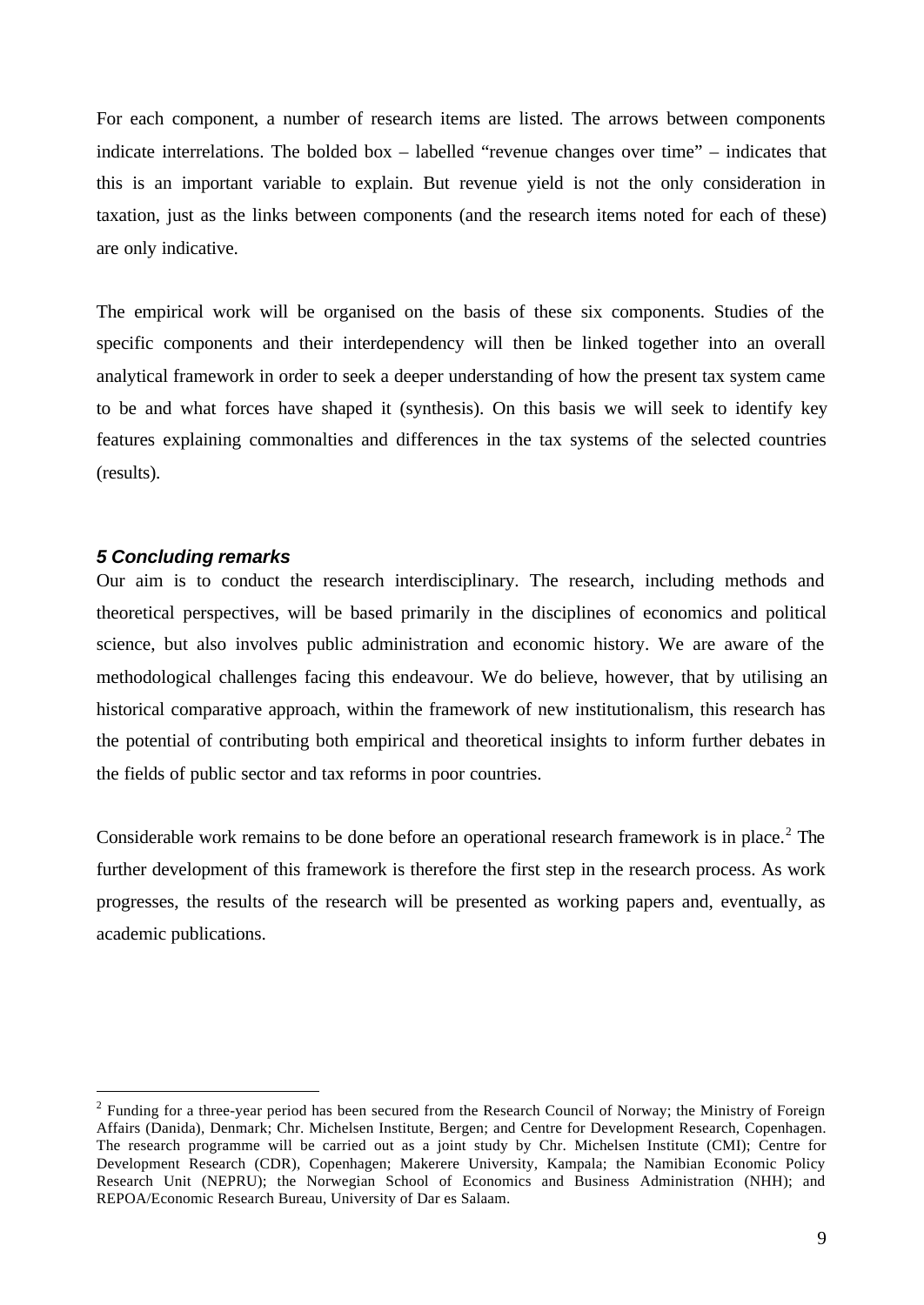For each component, a number of research items are listed. The arrows between components indicate interrelations. The bolded box – labelled "revenue changes over time" – indicates that this is an important variable to explain. But revenue yield is not the only consideration in taxation, just as the links between components (and the research items noted for each of these) are only indicative.

The empirical work will be organised on the basis of these six components. Studies of the specific components and their interdependency will then be linked together into an overall analytical framework in order to seek a deeper understanding of how the present tax system came to be and what forces have shaped it (synthesis). On this basis we will seek to identify key features explaining commonalties and differences in the tax systems of the selected countries (results).

## *5 Concluding remarks*

Our aim is to conduct the research interdisciplinary. The research, including methods and theoretical perspectives, will be based primarily in the disciplines of economics and political science, but also involves public administration and economic history. We are aware of the methodological challenges facing this endeavour. We do believe, however, that by utilising an historical comparative approach, within the framework of new institutionalism, this research has the potential of contributing both empirical and theoretical insights to inform further debates in the fields of public sector and tax reforms in poor countries.

Considerable work remains to be done before an operational research framework is in place.[2] The further development of this framework is therefore the first step in the research process. As work progresses, the results of the research will be presented as working papers and, eventually, as academic publications.

---

[2] Funding for a three-year period has been secured from the Research Council of Norway; the Ministry of Foreign Affairs (Danida), Denmark; Chr. Michelsen Institute, Bergen; and Centre for Development Research, Copenhagen. The research programme will be carried out as a joint study by Chr. Michelsen Institute (CMI); Centre for Development Research (CDR), Copenhagen; Makerere University, Kampala; the Namibian Economic Policy Research Unit (NEPRU); the Norwegian School of Economics and Business Administration (NHH); and REPOA/Economic Research Bureau, University of Dar es Salaam.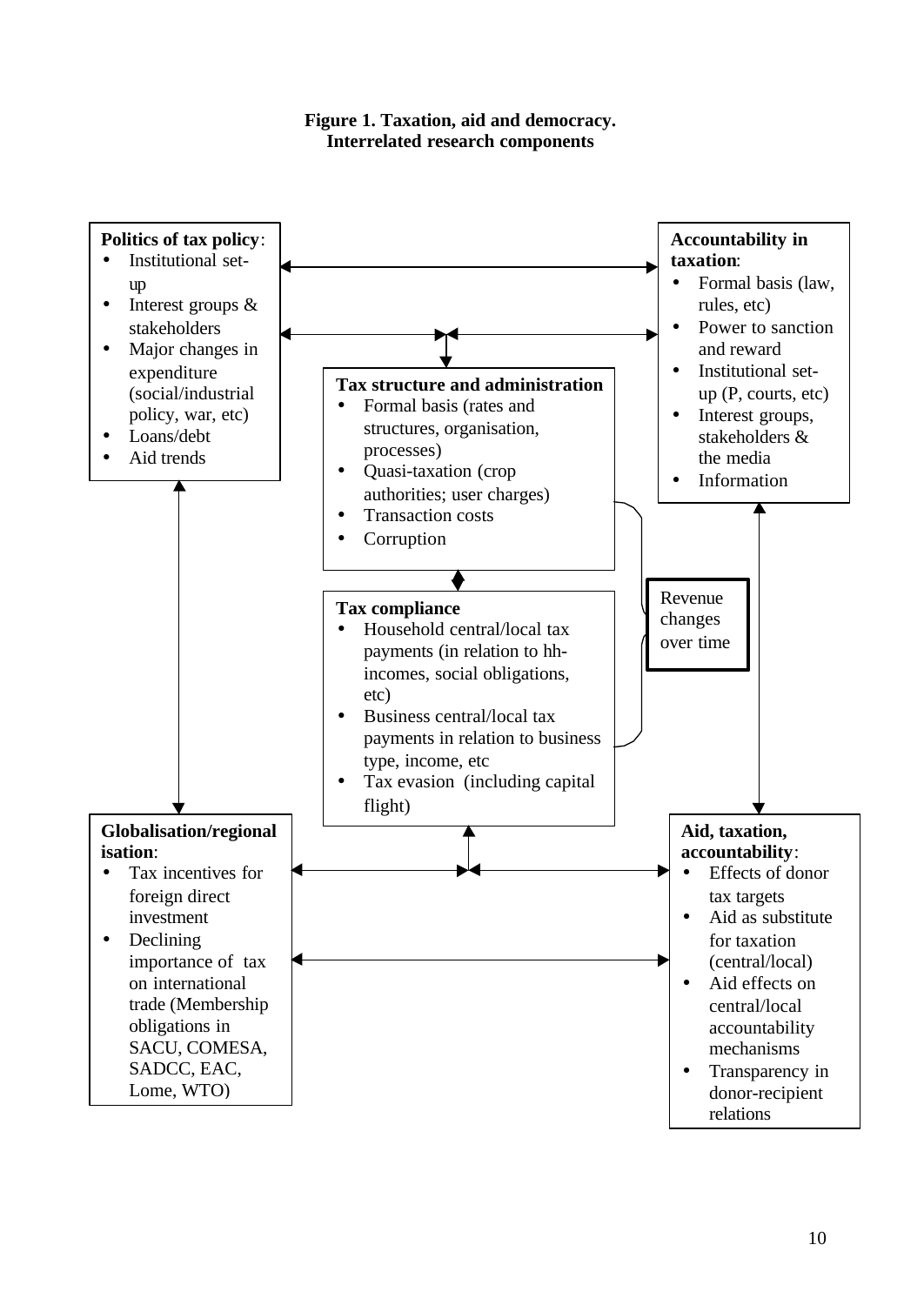**Figure 1. Taxation, aid and democracy. Interrelated research components**

**Politics of tax policy**:
- Institutional set-up
- Interest groups & stakeholders
- Major changes in expenditure (social/industrial policy, war, etc)
- Loans/debt
- Aid trends

**Accountability in taxation**:
- Formal basis (law, rules, etc)
- Power to sanction and reward
- Institutional set-up (P, courts, etc)
- Interest groups, stakeholders & the media
- Information

**Tax structure and administration**
- Formal basis (rates and structures, organisation, processes)
- Quasi-taxation (crop authorities; user charges)
- Transaction costs
- Corruption

**Tax compliance**
- Household central/local tax payments (in relation to hh-incomes, social obligations, etc)
- Business central/local tax payments in relation to business type, income, etc
- Tax evasion (including capital flight)

Revenue changes over time

**Globalisation/regionalisation**:
- Tax incentives for foreign direct investment
- Declining importance of tax on international trade (Membership obligations in SACU, COMESA, SADCC, EAC, Lome, WTO)

**Aid, taxation, accountability**:
- Effects of donor tax targets
- Aid as substitute for taxation (central/local)
- Aid effects on central/local accountability mechanisms
- Transparency in donor-recipient relations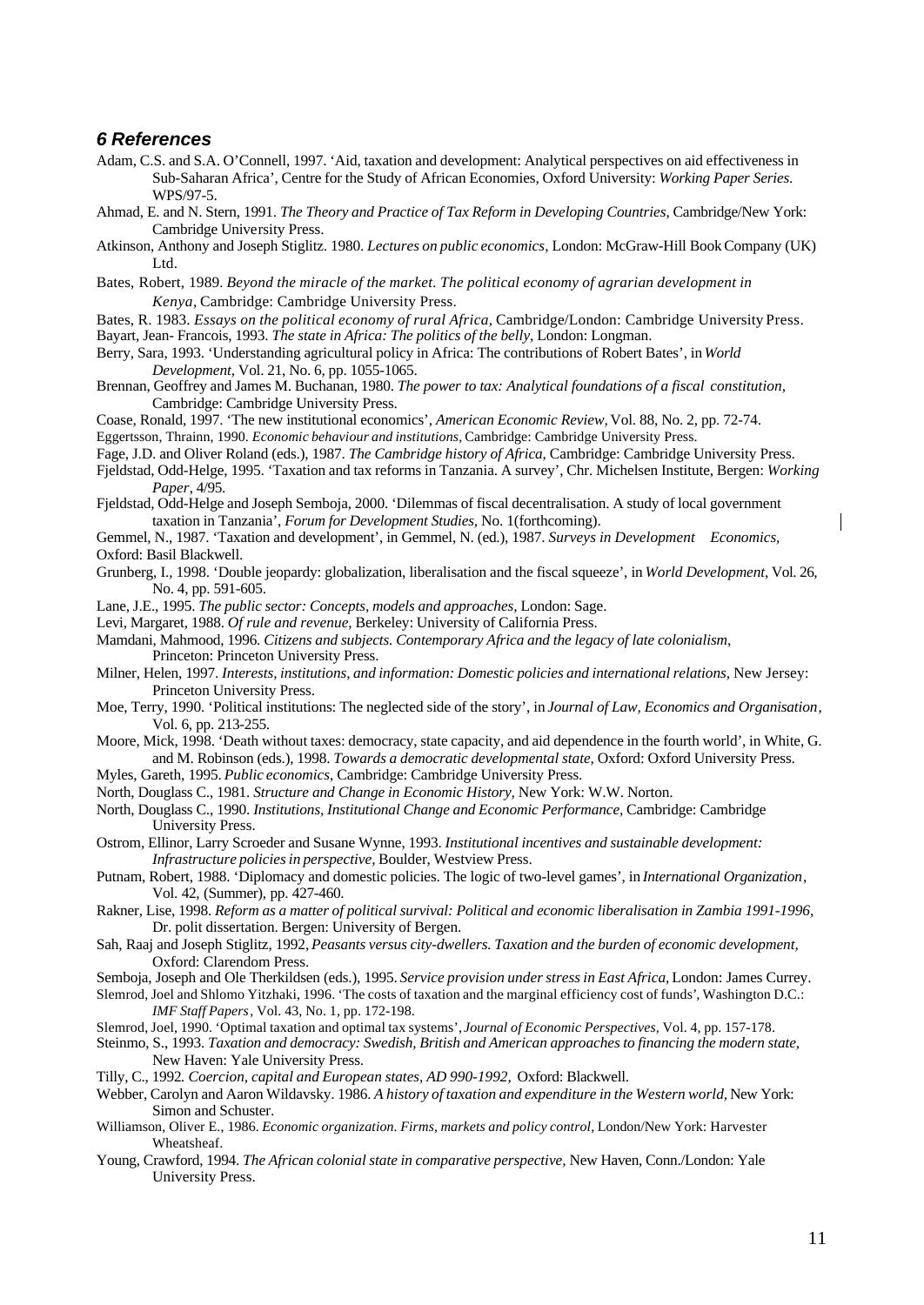## *6 References*

Adam, C.S. and S.A. O'Connell, 1997. 'Aid, taxation and development: Analytical perspectives on aid effectiveness in Sub-Saharan Africa', Centre for the Study of African Economies, Oxford University: *Working Paper Series.* WPS/97-5.

Ahmad, E. and N. Stern, 1991. *The Theory and Practice of Tax Reform in Developing Countries*, Cambridge/New York: Cambridge University Press.

Atkinson, Anthony and Joseph Stiglitz. 1980. *Lectures on public economics,* London: McGraw-Hill Book Company (UK) Ltd.

Bates, Robert, 1989. *Beyond the miracle of the market. The political economy of agrarian development in Kenya,* Cambridge: Cambridge University Press.

Bates, R. 1983. *Essays on the political economy of rural Africa,* Cambridge/London: Cambridge University Press.

Bayart, Jean- Francois, 1993. *The state in Africa: The politics of the belly,* London: Longman.

Berry, Sara, 1993. 'Understanding agricultural policy in Africa: The contributions of Robert Bates', in *World Development*, Vol. 21, No. 6, pp. 1055-1065.

Brennan, Geoffrey and James M. Buchanan, 1980. *The power to tax: Analytical foundations of a fiscal constitution,* Cambridge: Cambridge University Press.

Coase, Ronald, 1997. 'The new institutional economics', *American Economic Review,* Vol. 88, No. 2, pp. 72-74.

Eggertsson, Thrainn, 1990. *Economic behaviour and institutions,* Cambridge: Cambridge University Press.

Fage, J.D. and Oliver Roland (eds.), 1987. *The Cambridge history of Africa,* Cambridge: Cambridge University Press.

Fjeldstad, Odd-Helge, 1995. 'Taxation and tax reforms in Tanzania. A survey', Chr. Michelsen Institute, Bergen: *Working Paper*, 4/95.

Fjeldstad, Odd-Helge and Joseph Semboja, 2000. 'Dilemmas of fiscal decentralisation. A study of local government taxation in Tanzania', *Forum for Development Studies,* No. 1(forthcoming).

Gemmel, N., 1987. 'Taxation and development', in Gemmel, N. (ed.), 1987. *Surveys in Development Economics,* Oxford: Basil Blackwell.

Grunberg, I., 1998. 'Double jeopardy: globalization, liberalisation and the fiscal squeeze', in *World Development*, Vol. 26, No. 4, pp. 591-605.

Lane, J.E., 1995. *The public sector: Concepts, models and approaches,* London: Sage.

Levi, Margaret, 1988. *Of rule and revenue,* Berkeley: University of California Press.

Mamdani, Mahmood, 1996. *Citizens and subjects. Contemporary Africa and the legacy of late colonialism,* Princeton: Princeton University Press.

Milner, Helen, 1997. *Interests, institutions, and information: Domestic policies and international relations,* New Jersey: Princeton University Press.

Moe, Terry, 1990. 'Political institutions: The neglected side of the story', in *Journal of Law, Economics and Organisation*, Vol. 6, pp. 213-255.

Moore, Mick, 1998. 'Death without taxes: democracy, state capacity, and aid dependence in the fourth world', in White, G. and M. Robinson (eds.), 1998. *Towards a democratic developmental state,* Oxford: Oxford University Press.

Myles, Gareth, 1995. *Public economics*, Cambridge: Cambridge University Press.

North, Douglass C., 1981. *Structure and Change in Economic History,* New York: W.W. Norton.

North, Douglass C., 1990. *Institutions, Institutional Change and Economic Performance,* Cambridge: Cambridge University Press.

Ostrom, Ellinor, Larry Scroeder and Susane Wynne, 1993. *Institutional incentives and sustainable development: Infrastructure policies in perspective,* Boulder, Westview Press.

Putnam, Robert, 1988. 'Diplomacy and domestic policies. The logic of two-level games', in *International Organization*, Vol. 42, (Summer), pp. 427-460.

Rakner, Lise, 1998. *Reform as a matter of political survival: Political and economic liberalisation in Zambia 1991-1996,* Dr. polit dissertation. Bergen: University of Bergen.

Sah, Raaj and Joseph Stiglitz, 1992, *Peasants versus city-dwellers. Taxation and the burden of economic development,* Oxford: Clarendom Press.

Semboja, Joseph and Ole Therkildsen (eds.), 1995. *Service provision under stress in East Africa,* London: James Currey.

Slemrod, Joel and Shlomo Yitzhaki, 1996. 'The costs of taxation and the marginal efficiency cost of funds', Washington D.C.: *IMF Staff Papers*, Vol. 43, No. 1, pp. 172-198.

Slemrod, Joel, 1990. 'Optimal taxation and optimal tax systems', *Journal of Economic Perspectives,* Vol. 4, pp. 157-178.

Steinmo, S., 1993. *Taxation and democracy: Swedish, British and American approaches to financing the modern state,* New Haven: Yale University Press.

Tilly, C., 1992. *Coercion, capital and European states, AD 990-1992,* Oxford: Blackwell.

Webber, Carolyn and Aaron Wildavsky. 1986. *A history of taxation and expenditure in the Western world,* New York: Simon and Schuster.

Williamson, Oliver E., 1986. *Economic organization. Firms, markets and policy control,* London/New York: Harvester Wheatsheaf.

Young, Crawford, 1994. *The African colonial state in comparative perspective,* New Haven, Conn./London: Yale University Press.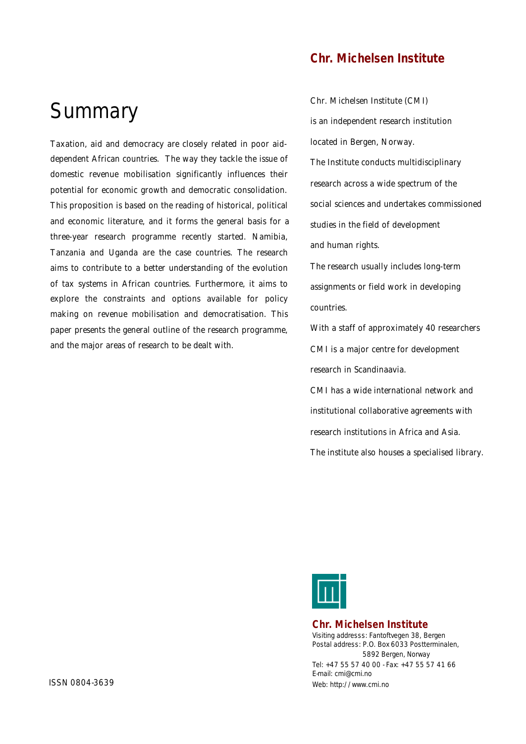# Summary

Taxation, aid and democracy are closely related in poor aid-dependent African countries. The way they tackle the issue of domestic revenue mobilisation significantly influences their potential for economic growth and democratic consolidation. This proposition is based on the reading of historical, political and economic literature, and it forms the general basis for a three-year research programme recently started. Namibia, Tanzania and Uganda are the case countries. The research aims to contribute to a better understanding of the evolution of tax systems in African countries. Furthermore, it aims to explore the constraints and options available for policy making on revenue mobilisation and democratisation. This paper presents the general outline of the research programme, and the major areas of research to be dealt with.

ISSN 0804-3639

## Chr. Michelsen Institute

Chr. Michelsen Institute (CMI) is an independent research institution located in Bergen, Norway.

The Institute conducts multidisciplinary research across a wide spectrum of the social sciences and undertakes commissioned studies in the field of development and human rights.

The research usually includes long-term assignments or field work in developing countries.

With a staff of approximately 40 researchers CMI is a major centre for development research in Scandinaavia.

CMI has a wide international network and institutional collaborative agreements with research institutions in Africa and Asia.

The institute also houses a specialised library.

**Chr. Michelsen Institute**
Visiting addresss: Fantoftvegen 38, Bergen
Postal address: P.O. Box 6033 Postterminalen,
5892 Bergen, Norway
Tel: +47 55 57 40 00 - Fax: +47 55 57 41 66
E-mail: cmi@cmi.no
Web: http://www.cmi.no